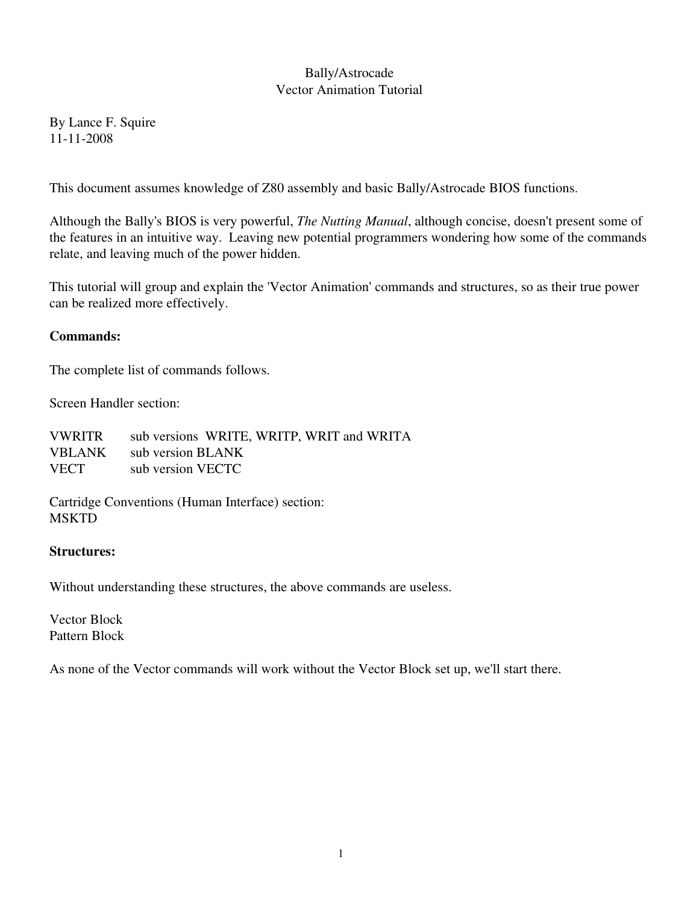# Bally/Astrocade
## Vector Animation Tutorial

By Lance F. Squire
11-11-2008

This document assumes knowledge of Z80 assembly and basic Bally/Astrocade BIOS functions.

Although the Bally's BIOS is very powerful, *The Nutting Manual*, although concise, doesn't present some of the features in an intuitive way. Leaving new potential programmers wondering how some of the commands relate, and leaving much of the power hidden.

This tutorial will group and explain the 'Vector Animation' commands and structures, so as their true power can be realized more effectively.

**Commands:**

The complete list of commands follows.

Screen Handler section:

| | |
|---|---|
| VWRITR | sub versions WRITE, WRITP, WRIT and WRITA |
| VBLANK | sub version BLANK |
| VECT | sub version VECTC |

Cartridge Conventions (Human Interface) section:
MSKTD

**Structures:**

Without understanding these structures, the above commands are useless.

Vector Block
Pattern Block

As none of the Vector commands will work without the Vector Block set up, we'll start there.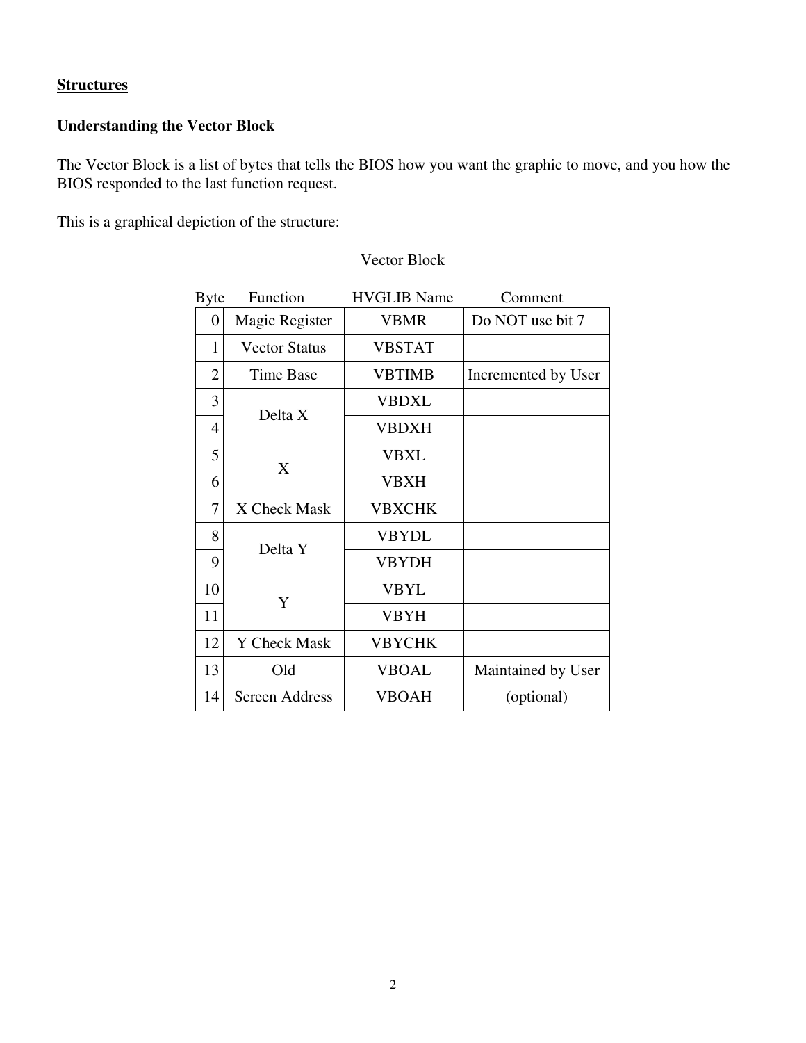**Structures**

**Understanding the Vector Block**

The Vector Block is a list of bytes that tells the BIOS how you want the graphic to move, and you how the BIOS responded to the last function request.

This is a graphical depiction of the structure:

Vector Block

| Byte | Function | HVGLIB Name | Comment |
|---|---|---|---|
| 0 | Magic Register | VBMR | Do NOT use bit 7 |
| 1 | Vector Status | VBSTAT | |
| 2 | Time Base | VBTIMB | Incremented by User |
| 3 | Delta X | VBDXL | |
| 4 | | VBDXH | |
| 5 | X | VBXL | |
| 6 | | VBXH | |
| 7 | X Check Mask | VBXCHK | |
| 8 | Delta Y | VBYDL | |
| 9 | | VBYDH | |
| 10 | Y | VBYL | |
| 11 | | VBYH | |
| 12 | Y Check Mask | VBYCHK | |
| 13 | Old | VBOAL | Maintained by User |
| 14 | Screen Address | VBOAH | (optional) |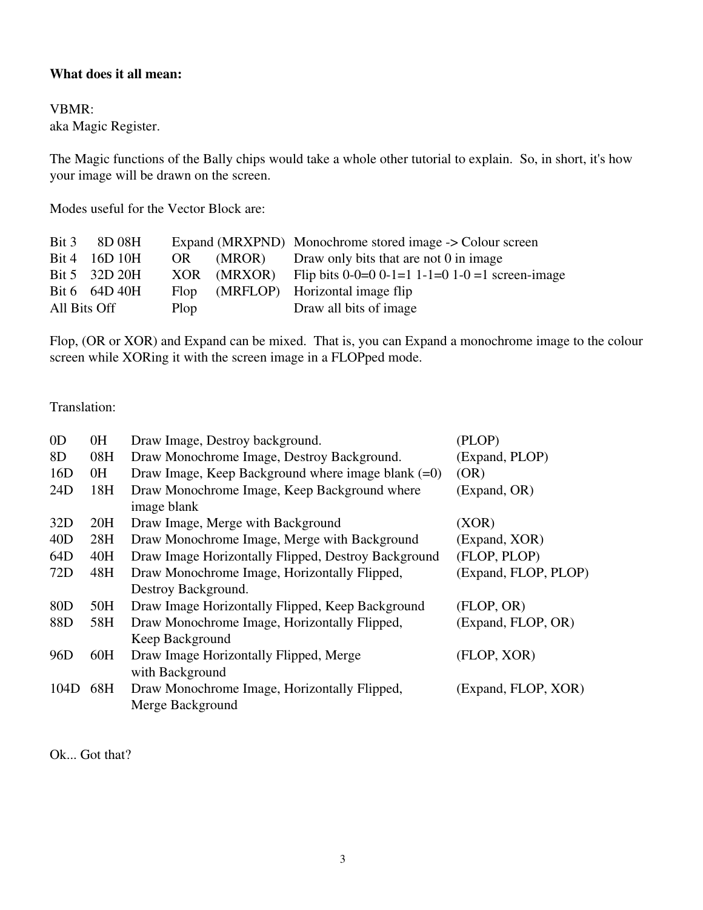**What does it all mean:**

VBMR:
aka Magic Register.

The Magic functions of the Bally chips would take a whole other tutorial to explain. So, in short, it's how your image will be drawn on the screen.

Modes useful for the Vector Block are:

| | | | | |
|---|---|---|---|---|
| Bit 3 | 8D 08H | Expand | (MRXPND) | Monochrome stored image -> Colour screen |
| Bit 4 | 16D 10H | OR | (MROR) | Draw only bits that are not 0 in image |
| Bit 5 | 32D 20H | XOR | (MRXOR) | Flip bits 0-0=0 0-1=1 1-1=0 1-0 =1 screen-image |
| Bit 6 | 64D 40H | Flop | (MRFLOP) | Horizontal image flip |
| All Bits Off | | Plop | | Draw all bits of image |

Flop, (OR or XOR) and Expand can be mixed. That is, you can Expand a monochrome image to the colour screen while XORing it with the screen image in a FLOPped mode.

Translation:

| | | | |
|---|---|---|---|
| 0D | 0H | Draw Image, Destroy background. | (PLOP) |
| 8D | 08H | Draw Monochrome Image, Destroy Background. | (Expand, PLOP) |
| 16D | 0H | Draw Image, Keep Background where image blank (=0) | (OR) |
| 24D | 18H | Draw Monochrome Image, Keep Background where image blank | (Expand, OR) |
| 32D | 20H | Draw Image, Merge with Background | (XOR) |
| 40D | 28H | Draw Monochrome Image, Merge with Background | (Expand, XOR) |
| 64D | 40H | Draw Image Horizontally Flipped, Destroy Background | (FLOP, PLOP) |
| 72D | 48H | Draw Monochrome Image, Horizontally Flipped, Destroy Background. | (Expand, FLOP, PLOP) |
| 80D | 50H | Draw Image Horizontally Flipped, Keep Background | (FLOP, OR) |
| 88D | 58H | Draw Monochrome Image, Horizontally Flipped, Keep Background | (Expand, FLOP, OR) |
| 96D | 60H | Draw Image Horizontally Flipped, Merge with Background | (FLOP, XOR) |
| 104D | 68H | Draw Monochrome Image, Horizontally Flipped, Merge Background | (Expand, FLOP, XOR) |

Ok... Got that?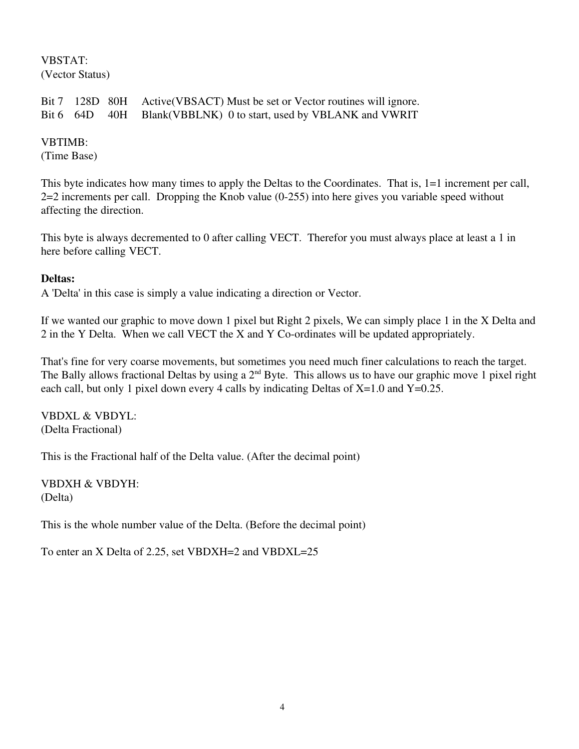VBSTAT:
(Vector Status)

Bit 7 128D 80H Active(VBSACT) Must be set or Vector routines will ignore.
Bit 6 64D 40H Blank(VBBLNK) 0 to start, used by VBLANK and VWRIT

VBTIMB:
(Time Base)

This byte indicates how many times to apply the Deltas to the Coordinates. That is, 1=1 increment per call, 2=2 increments per call. Dropping the Knob value (0-255) into here gives you variable speed without affecting the direction.

This byte is always decremented to 0 after calling VECT. Therefor you must always place at least a 1 in here before calling VECT.

**Deltas:**
A 'Delta' in this case is simply a value indicating a direction or Vector.

If we wanted our graphic to move down 1 pixel but Right 2 pixels, We can simply place 1 in the X Delta and 2 in the Y Delta. When we call VECT the X and Y Co-ordinates will be updated appropriately.

That's fine for very coarse movements, but sometimes you need much finer calculations to reach the target. The Bally allows fractional Deltas by using a 2nd Byte. This allows us to have our graphic move 1 pixel right each call, but only 1 pixel down every 4 calls by indicating Deltas of X=1.0 and Y=0.25.

VBDXL & VBDYL:
(Delta Fractional)

This is the Fractional half of the Delta value. (After the decimal point)

VBDXH & VBDYH:
(Delta)

This is the whole number value of the Delta. (Before the decimal point)

To enter an X Delta of 2.25, set VBDXH=2 and VBDXL=25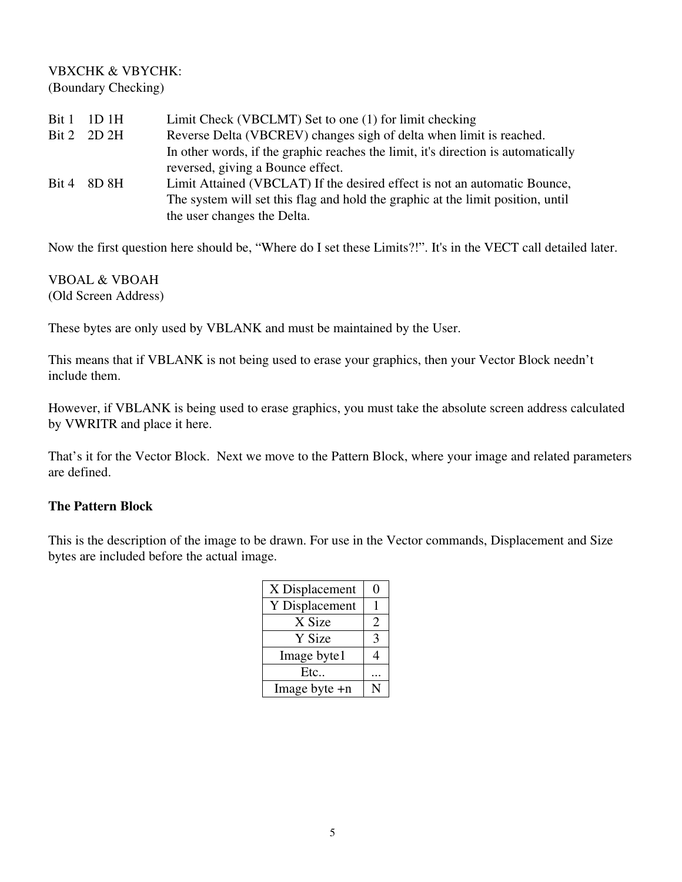VBXCHK & VBYCHK:
(Boundary Checking)

| | | |
|---|---|---|
| Bit 1 | 1D 1H | Limit Check (VBCLMT) Set to one (1) for limit checking |
| Bit 2 | 2D 2H | Reverse Delta (VBCREV) changes sigh of delta when limit is reached. In other words, if the graphic reaches the limit, it's direction is automatically reversed, giving a Bounce effect. |
| Bit 4 | 8D 8H | Limit Attained (VBCLAT) If the desired effect is not an automatic Bounce, The system will set this flag and hold the graphic at the limit position, until the user changes the Delta. |

Now the first question here should be, “Where do I set these Limits?!”. It's in the VECT call detailed later.

VBOAL & VBOAH
(Old Screen Address)

These bytes are only used by VBLANK and must be maintained by the User.

This means that if VBLANK is not being used to erase your graphics, then your Vector Block needn’t include them.

However, if VBLANK is being used to erase graphics, you must take the absolute screen address calculated by VWRITR and place it here.

That’s it for the Vector Block. Next we move to the Pattern Block, where your image and related parameters are defined.

**The Pattern Block**

This is the description of the image to be drawn. For use in the Vector commands, Displacement and Size bytes are included before the actual image.

| | |
|---|---|
| X Displacement | 0 |
| Y Displacement | 1 |
| X Size | 2 |
| Y Size | 3 |
| Image byte1 | 4 |
| Etc.. | ... |
| Image byte +n | N |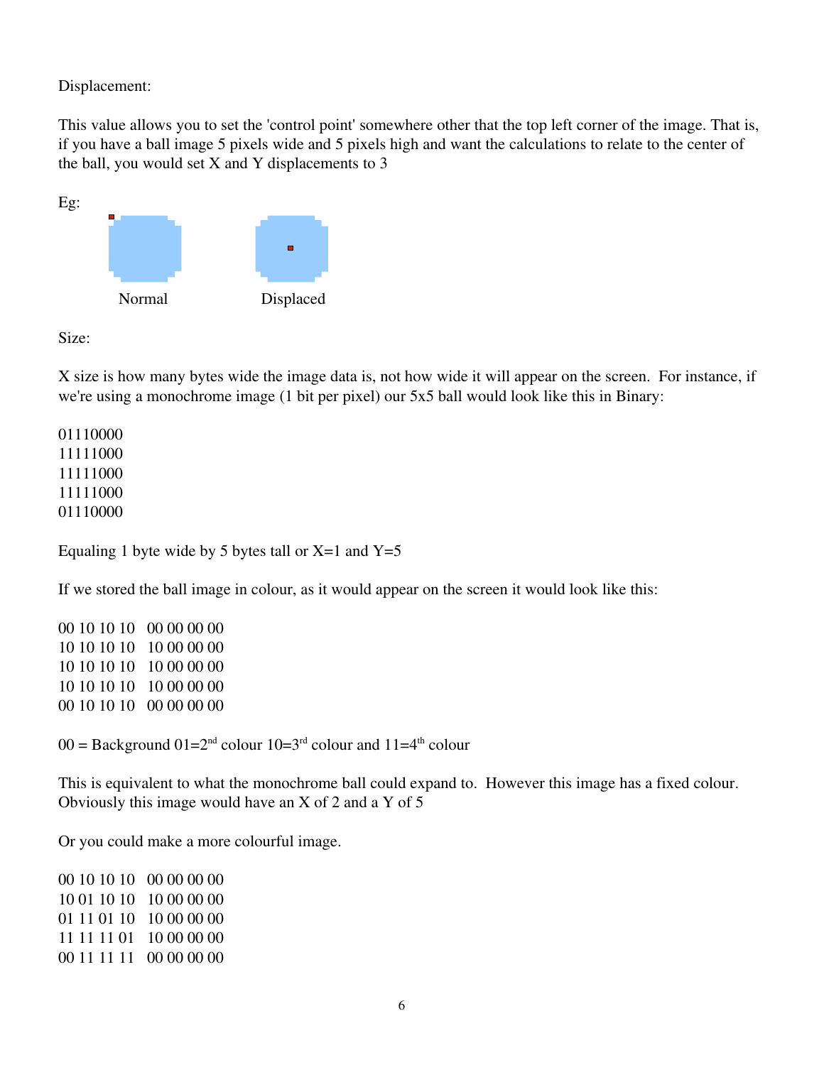Displacement:

This value allows you to set the 'control point' somewhere other that the top left corner of the image. That is, if you have a ball image 5 pixels wide and 5 pixels high and want the calculations to relate to the center of the ball, you would set X and Y displacements to 3

Eg:

Normal        Displaced

Size:

X size is how many bytes wide the image data is, not how wide it will appear on the screen. For instance, if we're using a monochrome image (1 bit per pixel) our 5x5 ball would look like this in Binary:

```
01110000
11111000
11111000
11111000
01110000
```

Equaling 1 byte wide by 5 bytes tall or X=1 and Y=5

If we stored the ball image in colour, as it would appear on the screen it would look like this:

```
00 10 10 10   00 00 00 00
10 10 10 10   10 00 00 00
10 10 10 10   10 00 00 00
10 10 10 10   10 00 00 00
00 10 10 10   00 00 00 00
```

00 = Background 01=2nd colour 10=3rd colour and 11=4th colour

This is equivalent to what the monochrome ball could expand to. However this image has a fixed colour. Obviously this image would have an X of 2 and a Y of 5

Or you could make a more colourful image.

```
00 10 10 10   00 00 00 00
10 01 10 10   10 00 00 00
01 11 01 10   10 00 00 00
11 11 11 01   10 00 00 00
00 11 11 11   00 00 00 00
```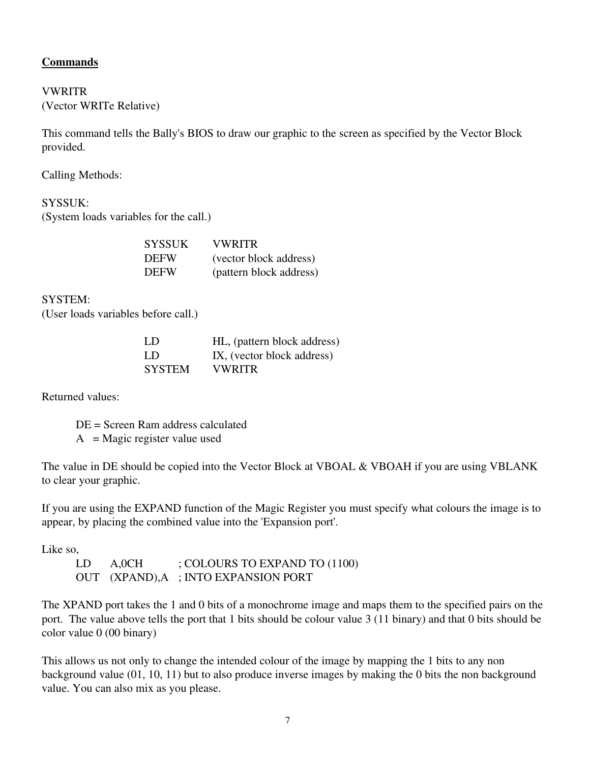**Commands**

VWRITR
(Vector WRITe Relative)

This command tells the Bally's BIOS to draw our graphic to the screen as specified by the Vector Block provided.

Calling Methods:

SYSSUK:
(System loads variables for the call.)

```
SYSSUK    VWRITR
DEFW      (vector block address)
DEFW      (pattern block address)
```

SYSTEM:
(User loads variables before call.)

```
LD        HL, (pattern block address)
LD        IX, (vector block address)
SYSTEM    VWRITR
```

Returned values:

DE = Screen Ram address calculated
A = Magic register value used

The value in DE should be copied into the Vector Block at VBOAL & VBOAH if you are using VBLANK to clear your graphic.

If you are using the EXPAND function of the Magic Register you must specify what colours the image is to appear, by placing the combined value into the 'Expansion port'.

Like so,

```
LD     A,0CH        ; COLOURS TO EXPAND TO (1100)
OUT    (XPAND),A    ; INTO EXPANSION PORT
```

The XPAND port takes the 1 and 0 bits of a monochrome image and maps them to the specified pairs on the port. The value above tells the port that 1 bits should be colour value 3 (11 binary) and that 0 bits should be color value 0 (00 binary)

This allows us not only to change the intended colour of the image by mapping the 1 bits to any non background value (01, 10, 11) but to also produce inverse images by making the 0 bits the non background value. You can also mix as you please.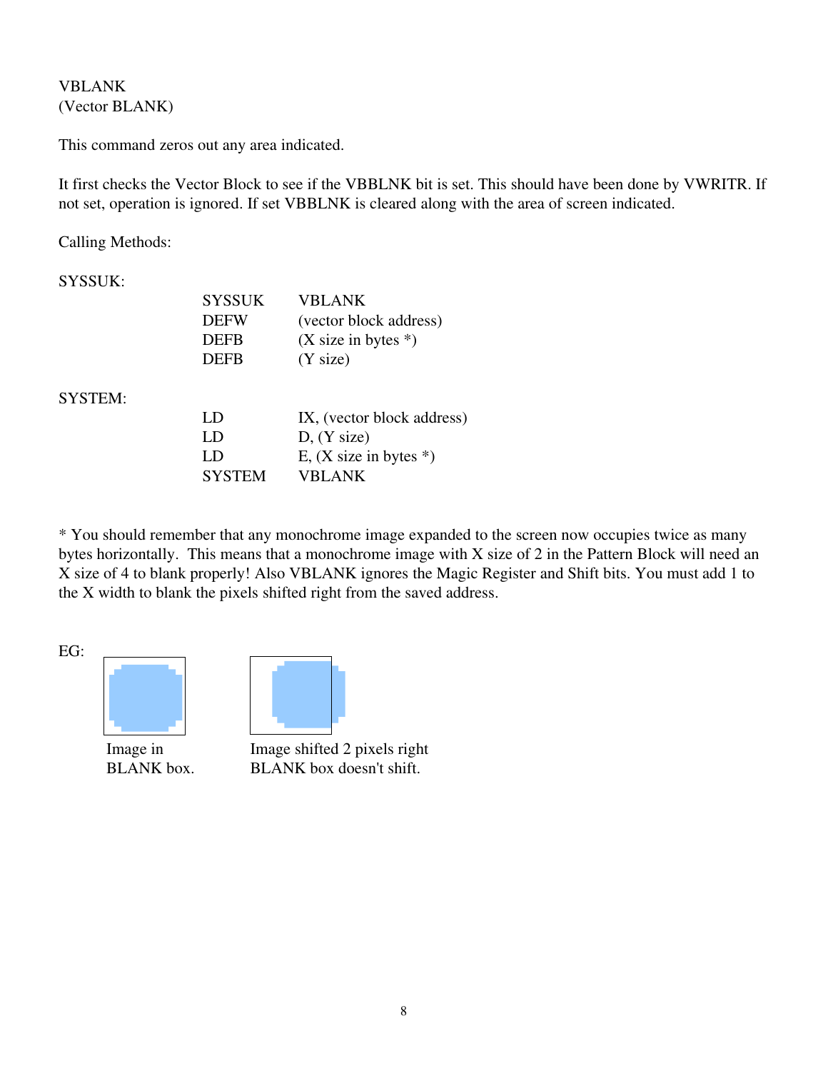VBLANK
(Vector BLANK)

This command zeros out any area indicated.

It first checks the Vector Block to see if the VBBLNK bit is set. This should have been done by VWRITR. If not set, operation is ignored. If set VBBLNK is cleared along with the area of screen indicated.

Calling Methods:

SYSSUK:

```
SYSSUK    VBLANK
DEFW      (vector block address)
DEFB      (X size in bytes *)
DEFB      (Y size)
```

SYSTEM:

```
LD        IX, (vector block address)
LD        D, (Y size)
LD        E, (X size in bytes *)
SYSTEM    VBLANK
```

* You should remember that any monochrome image expanded to the screen now occupies twice as many bytes horizontally. This means that a monochrome image with X size of 2 in the Pattern Block will need an X size of 4 to blank properly! Also VBLANK ignores the Magic Register and Shift bits. You must add 1 to the X width to blank the pixels shifted right from the saved address.

EG:

Image in BLANK box.

Image shifted 2 pixels right BLANK box doesn't shift.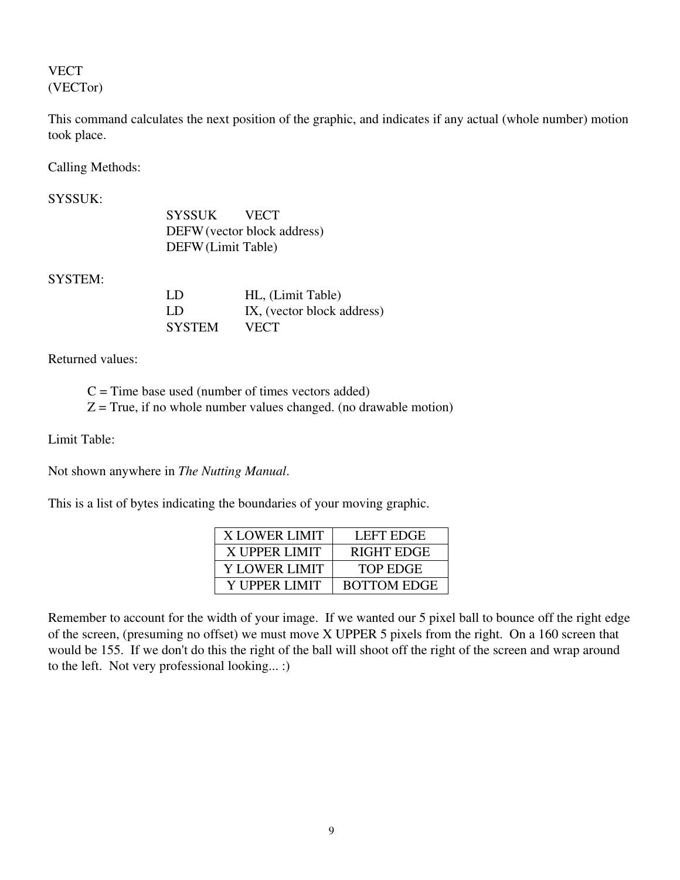VECT
(VECTor)

This command calculates the next position of the graphic, and indicates if any actual (whole number) motion took place.

Calling Methods:

SYSSUK:

```
SYSSUK  VECT
DEFW    (vector block address)
DEFW    (Limit Table)
```

SYSTEM:

```
LD      HL, (Limit Table)
LD      IX, (vector block address)
SYSTEM  VECT
```

Returned values:

C = Time base used (number of times vectors added)
Z = True, if no whole number values changed. (no drawable motion)

Limit Table:

Not shown anywhere in *The Nutting Manual*.

This is a list of bytes indicating the boundaries of your moving graphic.

| X LOWER LIMIT | LEFT EDGE |
|---|---|
| X UPPER LIMIT | RIGHT EDGE |
| Y LOWER LIMIT | TOP EDGE |
| Y UPPER LIMIT | BOTTOM EDGE |

Remember to account for the width of your image. If we wanted our 5 pixel ball to bounce off the right edge of the screen, (presuming no offset) we must move X UPPER 5 pixels from the right. On a 160 screen that would be 155. If we don't do this the right of the ball will shoot off the right of the screen and wrap around to the left. Not very professional looking... :)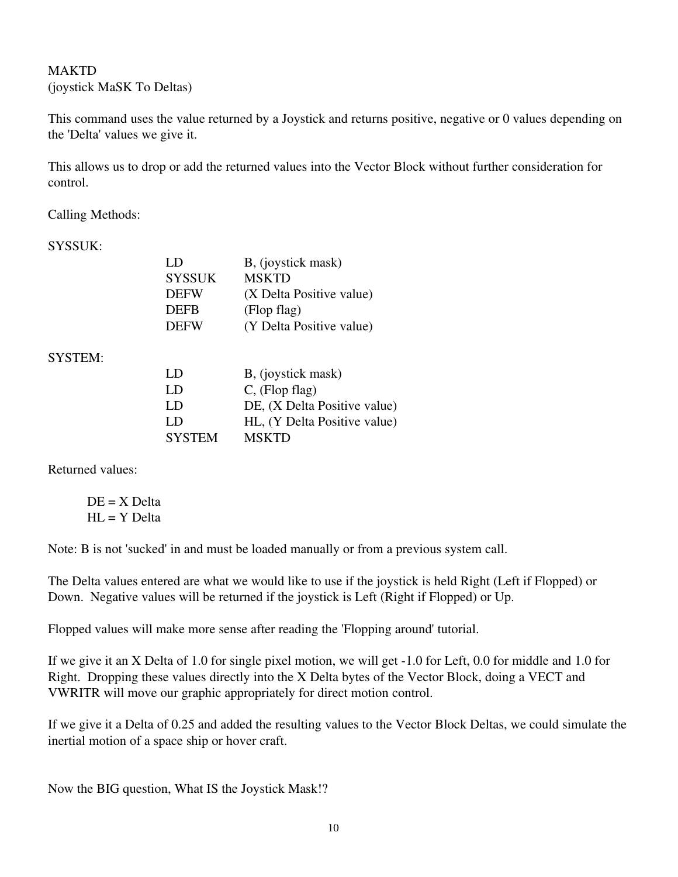MAKTD
(joystick MaSK To Deltas)

This command uses the value returned by a Joystick and returns positive, negative or 0 values depending on the 'Delta' values we give it.

This allows us to drop or add the returned values into the Vector Block without further consideration for control.

Calling Methods:

SYSSUK:

```
        LD          B, (joystick mask)
        SYSSUK      MSKTD
        DEFW        (X Delta Positive value)
        DEFB        (Flop flag)
        DEFW        (Y Delta Positive value)
```

SYSTEM:

```
        LD          B, (joystick mask)
        LD          C, (Flop flag)
        LD          DE, (X Delta Positive value)
        LD          HL, (Y Delta Positive value)
        SYSTEM      MSKTD
```

Returned values:

DE = X Delta
HL = Y Delta

Note: B is not 'sucked' in and must be loaded manually or from a previous system call.

The Delta values entered are what we would like to use if the joystick is held Right (Left if Flopped) or Down. Negative values will be returned if the joystick is Left (Right if Flopped) or Up.

Flopped values will make more sense after reading the 'Flopping around' tutorial.

If we give it an X Delta of 1.0 for single pixel motion, we will get -1.0 for Left, 0.0 for middle and 1.0 for Right. Dropping these values directly into the X Delta bytes of the Vector Block, doing a VECT and VWRITR will move our graphic appropriately for direct motion control.

If we give it a Delta of 0.25 and added the resulting values to the Vector Block Deltas, we could simulate the inertial motion of a space ship or hover craft.

Now the BIG question, What IS the Joystick Mask!?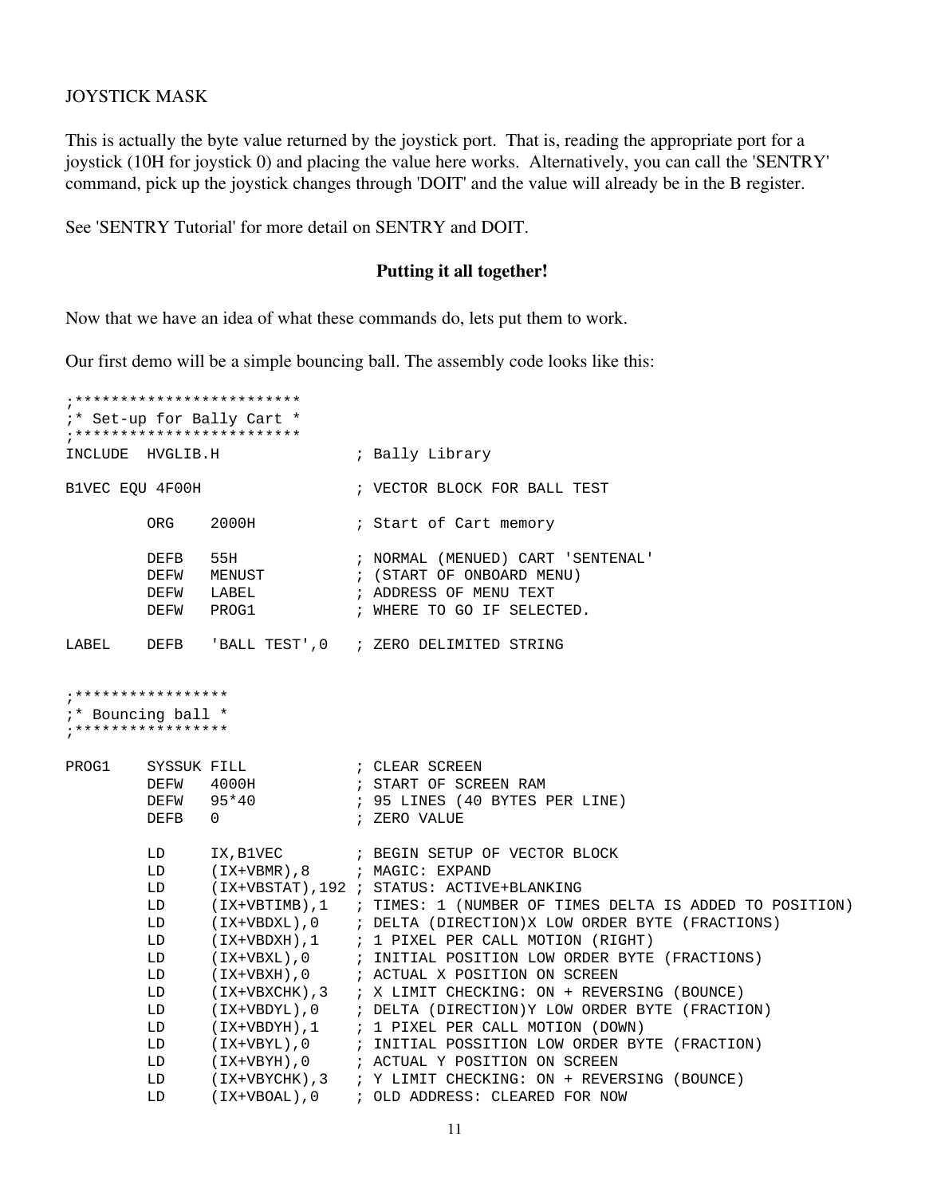JOYSTICK MASK

This is actually the byte value returned by the joystick port. That is, reading the appropriate port for a joystick (10H for joystick 0) and placing the value here works. Alternatively, you can call the 'SENTRY' command, pick up the joystick changes through 'DOIT' and the value will already be in the B register.

See 'SENTRY Tutorial' for more detail on SENTRY and DOIT.

**Putting it all together!**

Now that we have an idea of what these commands do, lets put them to work.

Our first demo will be a simple bouncing ball. The assembly code looks like this:

```
;*************************
;* Set-up for Bally Cart *
;*************************
INCLUDE  HVGLIB.H               ; Bally Library

B1VEC EQU 4F00H                 ; VECTOR BLOCK FOR BALL TEST

         ORG    2000H           ; Start of Cart memory

         DEFB   55H             ; NORMAL (MENUED) CART 'SENTENAL'
         DEFW   MENUST          ; (START OF ONBOARD MENU)
         DEFW   LABEL           ; ADDRESS OF MENU TEXT
         DEFW   PROG1           ; WHERE TO GO IF SELECTED.

LABEL    DEFB   'BALL TEST',0   ; ZERO DELIMITED STRING


;*****************
;* Bouncing ball *
;*****************

PROG1    SYSSUK FILL            ; CLEAR SCREEN
         DEFW   4000H           ; START OF SCREEN RAM
         DEFW   95*40           ; 95 LINES (40 BYTES PER LINE)
         DEFB   0               ; ZERO VALUE

         LD     IX,B1VEC        ; BEGIN SETUP OF VECTOR BLOCK
         LD     (IX+VBMR),8     ; MAGIC: EXPAND
         LD     (IX+VBSTAT),192 ; STATUS: ACTIVE+BLANKING
         LD     (IX+VBTIMB),1   ; TIMES: 1 (NUMBER OF TIMES DELTA IS ADDED TO POSITION)
         LD     (IX+VBDXL),0    ; DELTA (DIRECTION)X LOW ORDER BYTE (FRACTIONS)
         LD     (IX+VBDXH),1    ; 1 PIXEL PER CALL MOTION (RIGHT)
         LD     (IX+VBXL),0     ; INITIAL POSITION LOW ORDER BYTE (FRACTIONS)
         LD     (IX+VBXH),0     ; ACTUAL X POSITION ON SCREEN
         LD     (IX+VBXCHK),3   ; X LIMIT CHECKING: ON + REVERSING (BOUNCE)
         LD     (IX+VBDYL),0    ; DELTA (DIRECTION)Y LOW ORDER BYTE (FRACTION)
         LD     (IX+VBDYH),1    ; 1 PIXEL PER CALL MOTION (DOWN)
         LD     (IX+VBYL),0     ; INITIAL POSSITION LOW ORDER BYTE (FRACTION)
         LD     (IX+VBYH),0     ; ACTUAL Y POSITION ON SCREEN
         LD     (IX+VBYCHK),3   ; Y LIMIT CHECKING: ON + REVERSING (BOUNCE)
         LD     (IX+VBOAL),0    ; OLD ADDRESS: CLEARED FOR NOW
```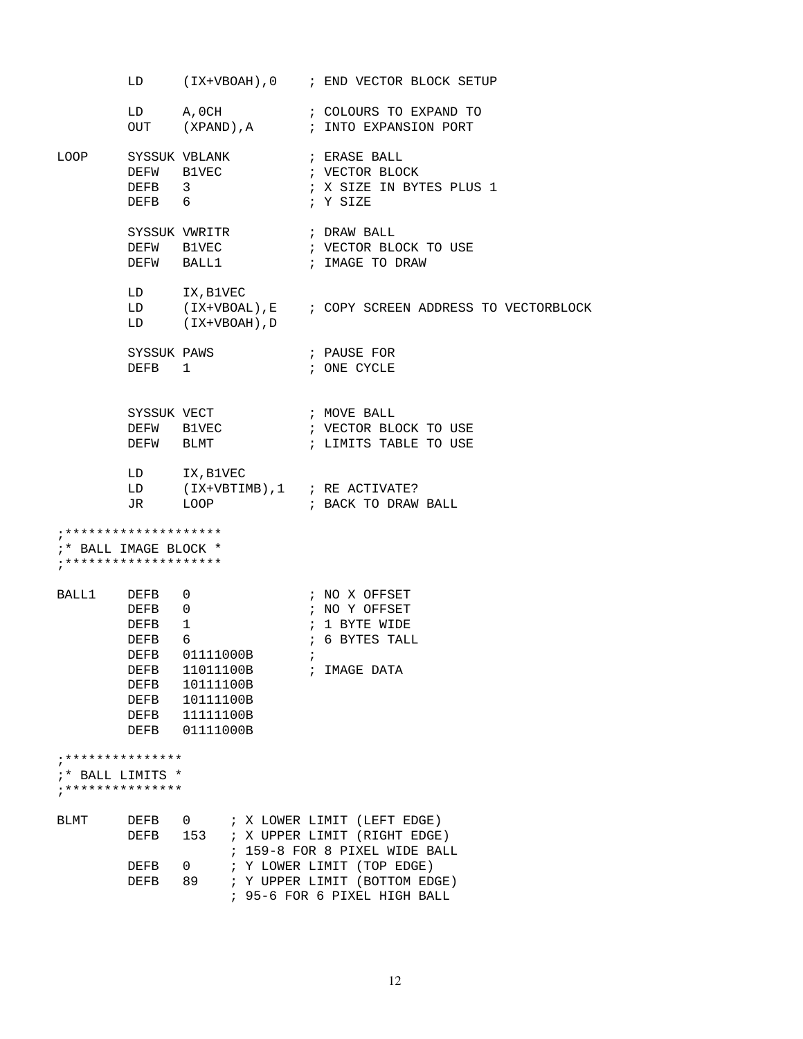```
        LD      (IX+VBOAH),0    ; END VECTOR BLOCK SETUP

        LD      A,0CH           ; COLOURS TO EXPAND TO
        OUT     (XPAND),A       ; INTO EXPANSION PORT

LOOP    SYSSUK VBLANK           ; ERASE BALL
        DEFW   B1VEC            ; VECTOR BLOCK
        DEFB   3                ; X SIZE IN BYTES PLUS 1
        DEFB   6                ; Y SIZE

        SYSSUK VWRITR           ; DRAW BALL
        DEFW   B1VEC            ; VECTOR BLOCK TO USE
        DEFW   BALL1            ; IMAGE TO DRAW

        LD     IX,B1VEC
        LD     (IX+VBOAL),E     ; COPY SCREEN ADDRESS TO VECTORBLOCK
        LD     (IX+VBOAH),D

        SYSSUK PAWS             ; PAUSE FOR
        DEFB   1                ; ONE CYCLE


        SYSSUK VECT             ; MOVE BALL
        DEFW   B1VEC            ; VECTOR BLOCK TO USE
        DEFW   BLMT             ; LIMITS TABLE TO USE

        LD     IX,B1VEC
        LD     (IX+VBTIMB),1    ; RE ACTIVATE?
        JR     LOOP             ; BACK TO DRAW BALL

;********************
;* BALL IMAGE BLOCK *
;********************

BALL1   DEFB   0                ; NO X OFFSET
        DEFB   0                ; NO Y OFFSET
        DEFB   1                ; 1 BYTE WIDE
        DEFB   6                ; 6 BYTES TALL
        DEFB   01111000B        ;
        DEFB   11011100B        ; IMAGE DATA
        DEFB   10111100B
        DEFB   10111100B
        DEFB   11111100B
        DEFB   01111000B

;***************
;* BALL LIMITS *
;***************

BLMT    DEFB   0      ; X LOWER LIMIT (LEFT EDGE)
        DEFB   153    ; X UPPER LIMIT (RIGHT EDGE)
                      ; 159-8 FOR 8 PIXEL WIDE BALL
        DEFB   0      ; Y LOWER LIMIT (TOP EDGE)
        DEFB   89     ; Y UPPER LIMIT (BOTTOM EDGE)
                      ; 95-6 FOR 6 PIXEL HIGH BALL
```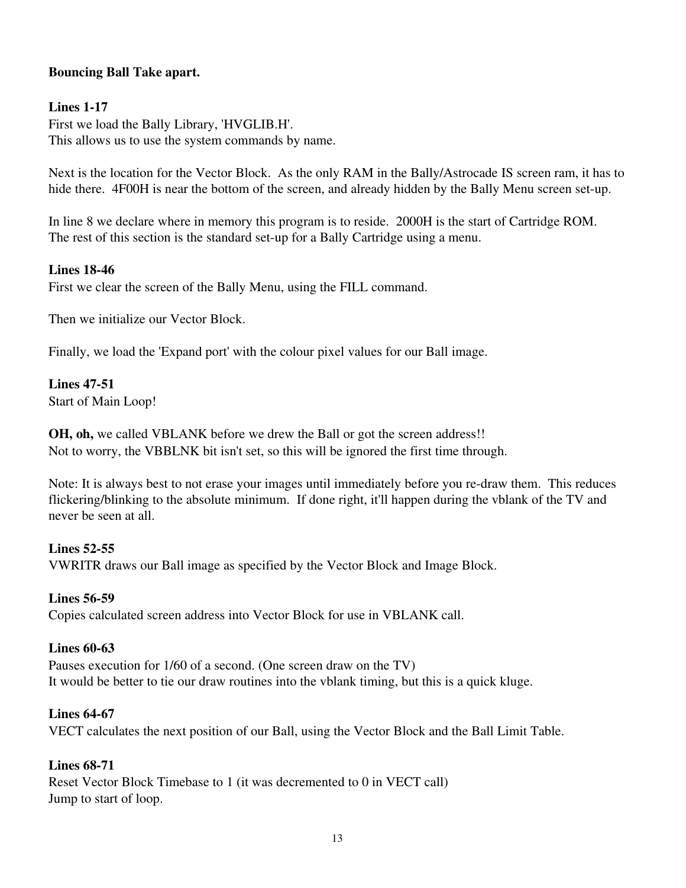**Bouncing Ball Take apart.**

**Lines 1-17**
First we load the Bally Library, 'HVGLIB.H'.
This allows us to use the system commands by name.

Next is the location for the Vector Block. As the only RAM in the Bally/Astrocade IS screen ram, it has to hide there. 4F00H is near the bottom of the screen, and already hidden by the Bally Menu screen set-up.

In line 8 we declare where in memory this program is to reside. 2000H is the start of Cartridge ROM.
The rest of this section is the standard set-up for a Bally Cartridge using a menu.

**Lines 18-46**
First we clear the screen of the Bally Menu, using the FILL command.

Then we initialize our Vector Block.

Finally, we load the 'Expand port' with the colour pixel values for our Ball image.

**Lines 47-51**
Start of Main Loop!

**OH, oh,** we called VBLANK before we drew the Ball or got the screen address!!
Not to worry, the VBBLNK bit isn't set, so this will be ignored the first time through.

Note: It is always best to not erase your images until immediately before you re-draw them. This reduces flickering/blinking to the absolute minimum. If done right, it'll happen during the vblank of the TV and never be seen at all.

**Lines 52-55**
VWRITR draws our Ball image as specified by the Vector Block and Image Block.

**Lines 56-59**
Copies calculated screen address into Vector Block for use in VBLANK call.

**Lines 60-63**
Pauses execution for 1/60 of a second. (One screen draw on the TV)
It would be better to tie our draw routines into the vblank timing, but this is a quick kluge.

**Lines 64-67**
VECT calculates the next position of our Ball, using the Vector Block and the Ball Limit Table.

**Lines 68-71**
Reset Vector Block Timebase to 1 (it was decremented to 0 in VECT call)
Jump to start of loop.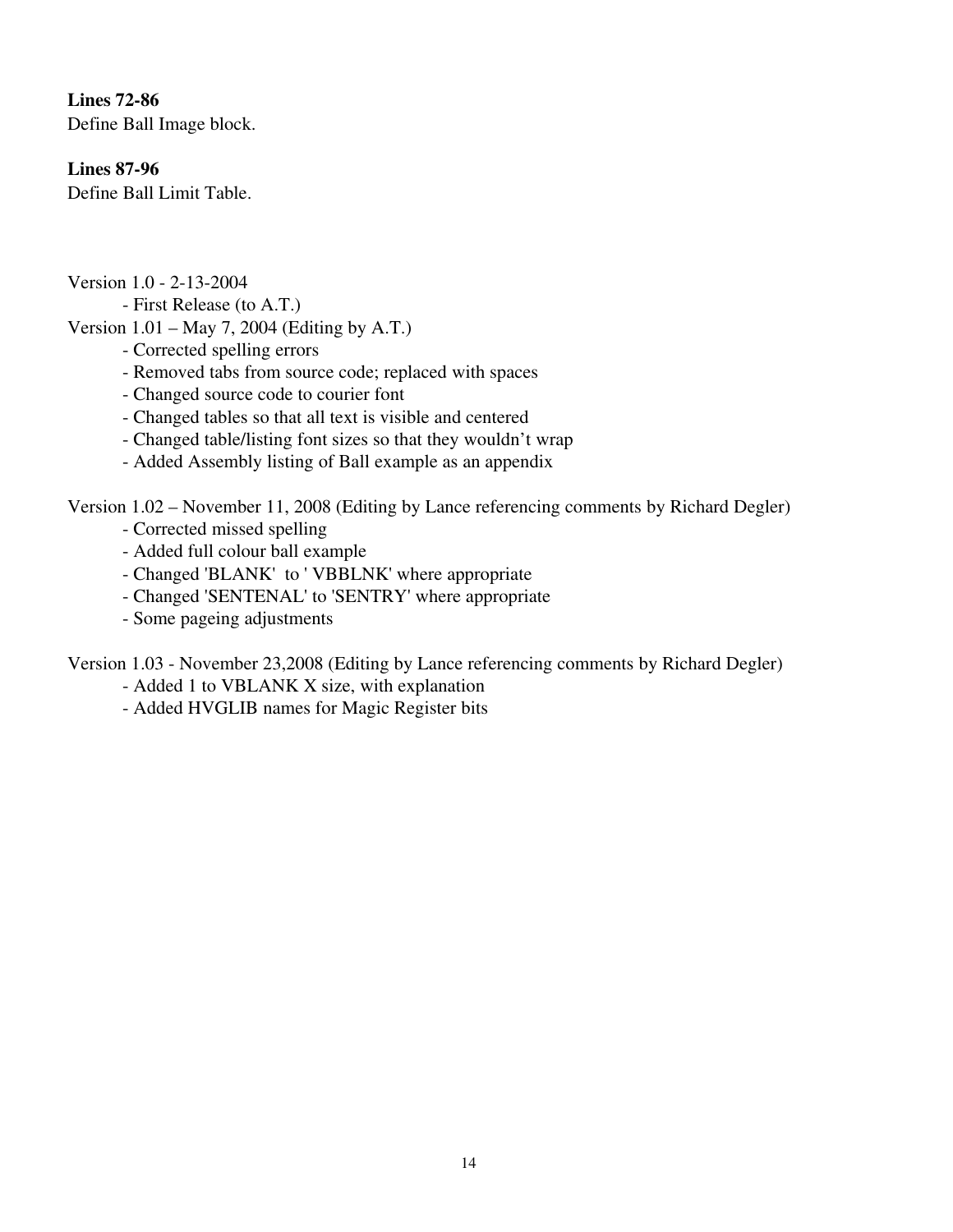**Lines 72-86**
Define Ball Image block.

**Lines 87-96**
Define Ball Limit Table.

Version 1.0 - 2-13-2004
- First Release (to A.T.)

Version 1.01 – May 7, 2004 (Editing by A.T.)
- Corrected spelling errors
- Removed tabs from source code; replaced with spaces
- Changed source code to courier font
- Changed tables so that all text is visible and centered
- Changed table/listing font sizes so that they wouldn't wrap
- Added Assembly listing of Ball example as an appendix

Version 1.02 – November 11, 2008 (Editing by Lance referencing comments by Richard Degler)
- Corrected missed spelling
- Added full colour ball example
- Changed 'BLANK'  to ' VBBLNK' where appropriate
- Changed 'SENTENAL' to 'SENTRY' where appropriate
- Some pageing adjustments

Version 1.03 - November 23,2008 (Editing by Lance referencing comments by Richard Degler)
- Added 1 to VBLANK X size, with explanation
- Added HVGLIB names for Magic Register bits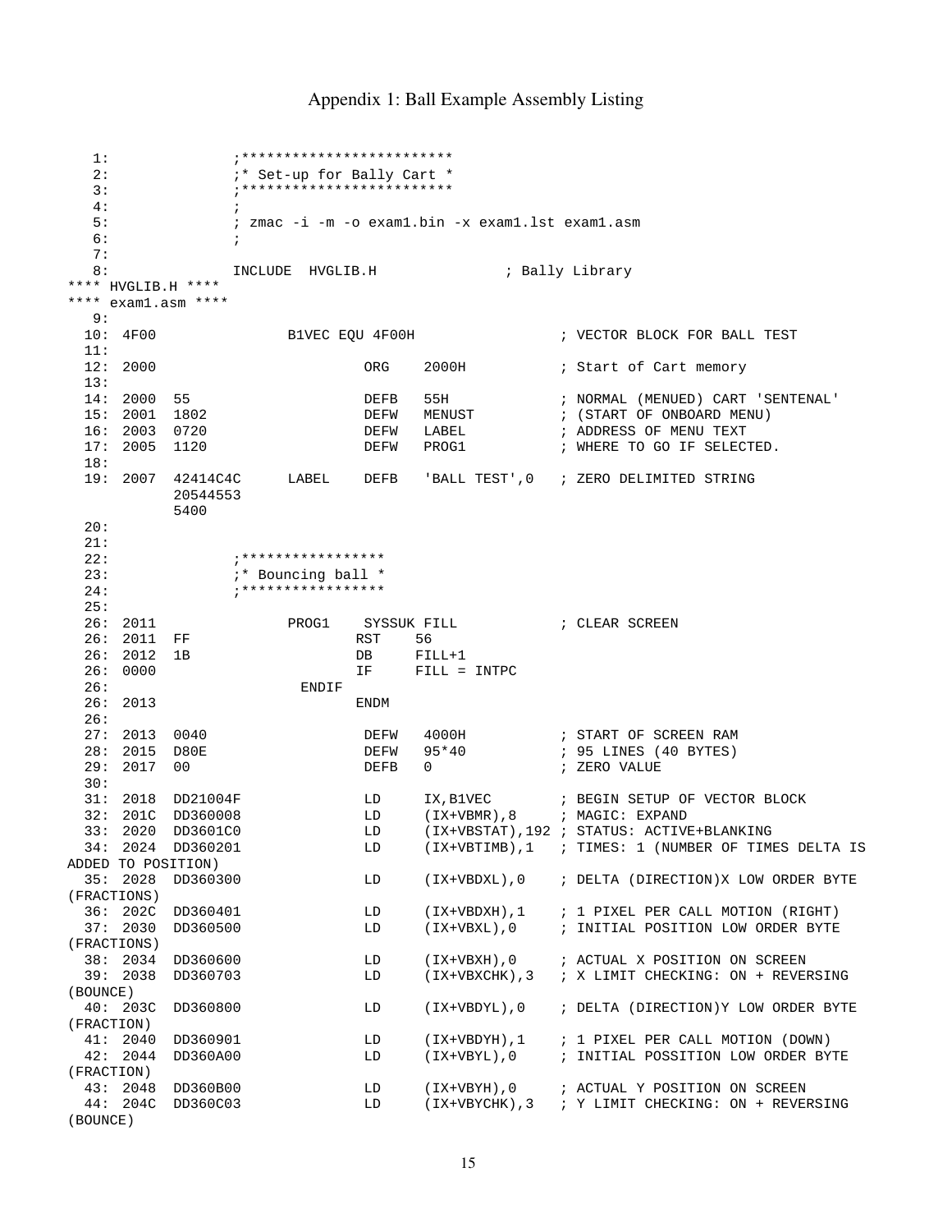# Appendix 1: Ball Example Assembly Listing

```
   1:               ;*************************
   2:               ;* Set-up for Bally Cart *
   3:               ;*************************
   4:               ;
   5:               ; zmac -i -m -o exam1.bin -x exam1.lst exam1.asm
   6:               ;
   7:
   8:               INCLUDE  HVGLIB.H              ; Bally Library
**** HVGLIB.H ****
**** exam1.asm ****
   9:
  10: 4F00              B1VEC EQU 4F00H                ; VECTOR BLOCK FOR BALL TEST
  11:
  12: 2000                       ORG    2000H          ; Start of Cart memory
  13:
  14: 2000  55                   DEFB   55H            ; NORMAL (MENUED) CART 'SENTENAL'
  15: 2001  1802                 DEFW   MENUST         ; (START OF ONBOARD MENU)
  16: 2003  0720                 DEFW   LABEL          ; ADDRESS OF MENU TEXT
  17: 2005  1120                 DEFW   PROG1          ; WHERE TO GO IF SELECTED.
  18:
  19: 2007  42414C4C      LABEL    DEFB   'BALL TEST',0  ; ZERO DELIMITED STRING
            20544553
            5400
  20:
  21:
  22:               ;*****************
  23:               ;* Bouncing ball *
  24:               ;*****************
  25:
  26: 2011              PROG1    SYSSUK FILL           ; CLEAR SCREEN
  26: 2011  FF                  RST    56
  26: 2012  1B                  DB     FILL+1
  26: 0000                      IF     FILL = INTPC
  26:                     ENDIF
  26: 2013                      ENDM
  26:
  27: 2013  0040                 DEFW   4000H          ; START OF SCREEN RAM
  28: 2015  D80E                 DEFW   95*40          ; 95 LINES (40 BYTES)
  29: 2017  00                   DEFB   0              ; ZERO VALUE
  30:
  31: 2018  DD21004F             LD     IX,B1VEC       ; BEGIN SETUP OF VECTOR BLOCK
  32: 201C  DD360008             LD     (IX+VBMR),8    ; MAGIC: EXPAND
  33: 2020  DD3601C0             LD     (IX+VBSTAT),192 ; STATUS: ACTIVE+BLANKING
  34: 2024  DD360201             LD     (IX+VBTIMB),1  ; TIMES: 1 (NUMBER OF TIMES DELTA IS
ADDED TO POSITION)
  35: 2028  DD360300             LD     (IX+VBDXL),0   ; DELTA (DIRECTION)X LOW ORDER BYTE
(FRACTIONS)
  36: 202C  DD360401             LD     (IX+VBDXH),1   ; 1 PIXEL PER CALL MOTION (RIGHT)
  37: 2030  DD360500             LD     (IX+VBXL),0    ; INITIAL POSITION LOW ORDER BYTE
(FRACTIONS)
  38: 2034  DD360600             LD     (IX+VBXH),0    ; ACTUAL X POSITION ON SCREEN
  39: 2038  DD360703             LD     (IX+VBXCHK),3  ; X LIMIT CHECKING: ON + REVERSING
(BOUNCE)
  40: 203C  DD360800             LD     (IX+VBDYL),0   ; DELTA (DIRECTION)Y LOW ORDER BYTE
(FRACTION)
  41: 2040  DD360901             LD     (IX+VBDYH),1   ; 1 PIXEL PER CALL MOTION (DOWN)
  42: 2044  DD360A00             LD     (IX+VBYL),0    ; INITIAL POSSITION LOW ORDER BYTE
(FRACTION)
  43: 2048  DD360B00             LD     (IX+VBYH),0    ; ACTUAL Y POSITION ON SCREEN
  44: 204C  DD360C03             LD     (IX+VBYCHK),3  ; Y LIMIT CHECKING: ON + REVERSING
(BOUNCE)
```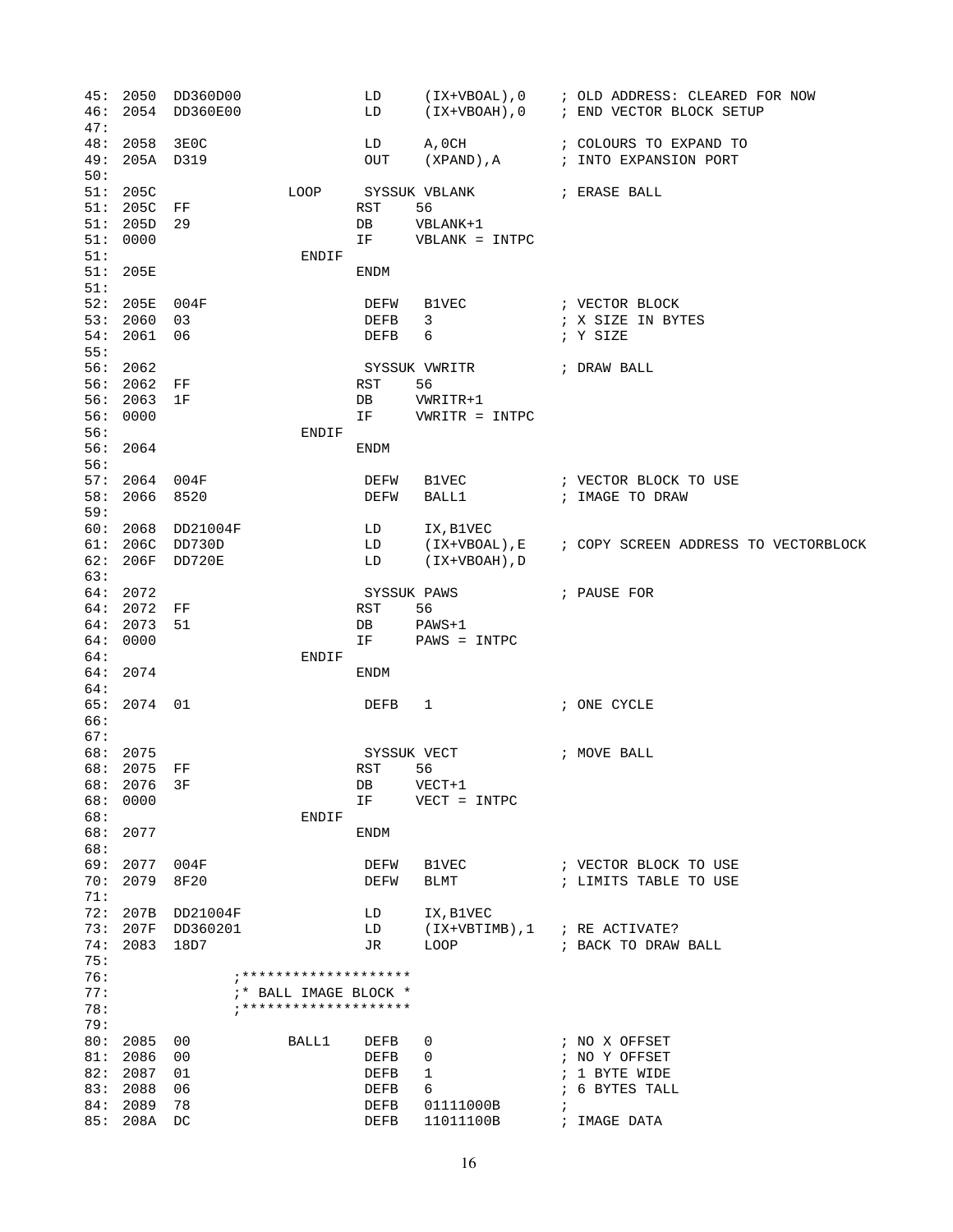```
45: 2050  DD360D00              LD     (IX+VBOAL),0    ; OLD ADDRESS: CLEARED FOR NOW
46: 2054  DD360E00              LD     (IX+VBOAH),0    ; END VECTOR BLOCK SETUP
47:
48: 2058  3E0C                  LD     A,0CH           ; COLOURS TO EXPAND TO
49: 205A  D319                  OUT    (XPAND),A       ; INTO EXPANSION PORT
50:
51: 205C               LOOP     SYSSUK VBLANK          ; ERASE BALL
51: 205C  FF                   RST    56
51: 205D  29                   DB     VBLANK+1
51: 0000                       IF     VBLANK = INTPC
51:                     ENDIF
51: 205E                       ENDM
51:
52: 205E  004F                  DEFW   B1VEC           ; VECTOR BLOCK
53: 2060  03                    DEFB   3               ; X SIZE IN BYTES
54: 2061  06                    DEFB   6               ; Y SIZE
55:
56: 2062                        SYSSUK VWRITR          ; DRAW BALL
56: 2062  FF                   RST    56
56: 2063  1F                   DB     VWRITR+1
56: 0000                       IF     VWRITR = INTPC
56:                     ENDIF
56: 2064                       ENDM
56:
57: 2064  004F                  DEFW   B1VEC           ; VECTOR BLOCK TO USE
58: 2066  8520                  DEFW   BALL1           ; IMAGE TO DRAW
59:
60: 2068  DD21004F              LD     IX,B1VEC
61: 206C  DD730D                LD     (IX+VBOAL),E    ; COPY SCREEN ADDRESS TO VECTORBLOCK
62: 206F  DD720E                LD     (IX+VBOAH),D
63:
64: 2072                        SYSSUK PAWS            ; PAUSE FOR
64: 2072  FF                   RST    56
64: 2073  51                   DB     PAWS+1
64: 0000                       IF     PAWS = INTPC
64:                     ENDIF
64: 2074                       ENDM
64:
65: 2074  01                    DEFB   1               ; ONE CYCLE
66:
67:
68: 2075                        SYSSUK VECT            ; MOVE BALL
68: 2075  FF                   RST    56
68: 2076  3F                   DB     VECT+1
68: 0000                       IF     VECT = INTPC
68:                     ENDIF
68: 2077                       ENDM
68:
69: 2077  004F                  DEFW   B1VEC           ; VECTOR BLOCK TO USE
70: 2079  8F20                  DEFW   BLMT            ; LIMITS TABLE TO USE
71:
72: 207B  DD21004F              LD     IX,B1VEC
73: 207F  DD360201              LD     (IX+VBTIMB),1   ; RE ACTIVATE?
74: 2083  18D7                  JR     LOOP            ; BACK TO DRAW BALL
75:
76:               ;********************
77:               ;* BALL IMAGE BLOCK *
78:               ;********************
79:
80: 2085  00           BALL1    DEFB   0               ; NO X OFFSET
81: 2086  00                    DEFB   0               ; NO Y OFFSET
82: 2087  01                    DEFB   1               ; 1 BYTE WIDE
83: 2088  06                    DEFB   6               ; 6 BYTES TALL
84: 2089  78                    DEFB   01111000B       ;
85: 208A  DC                    DEFB   11011100B       ; IMAGE DATA
```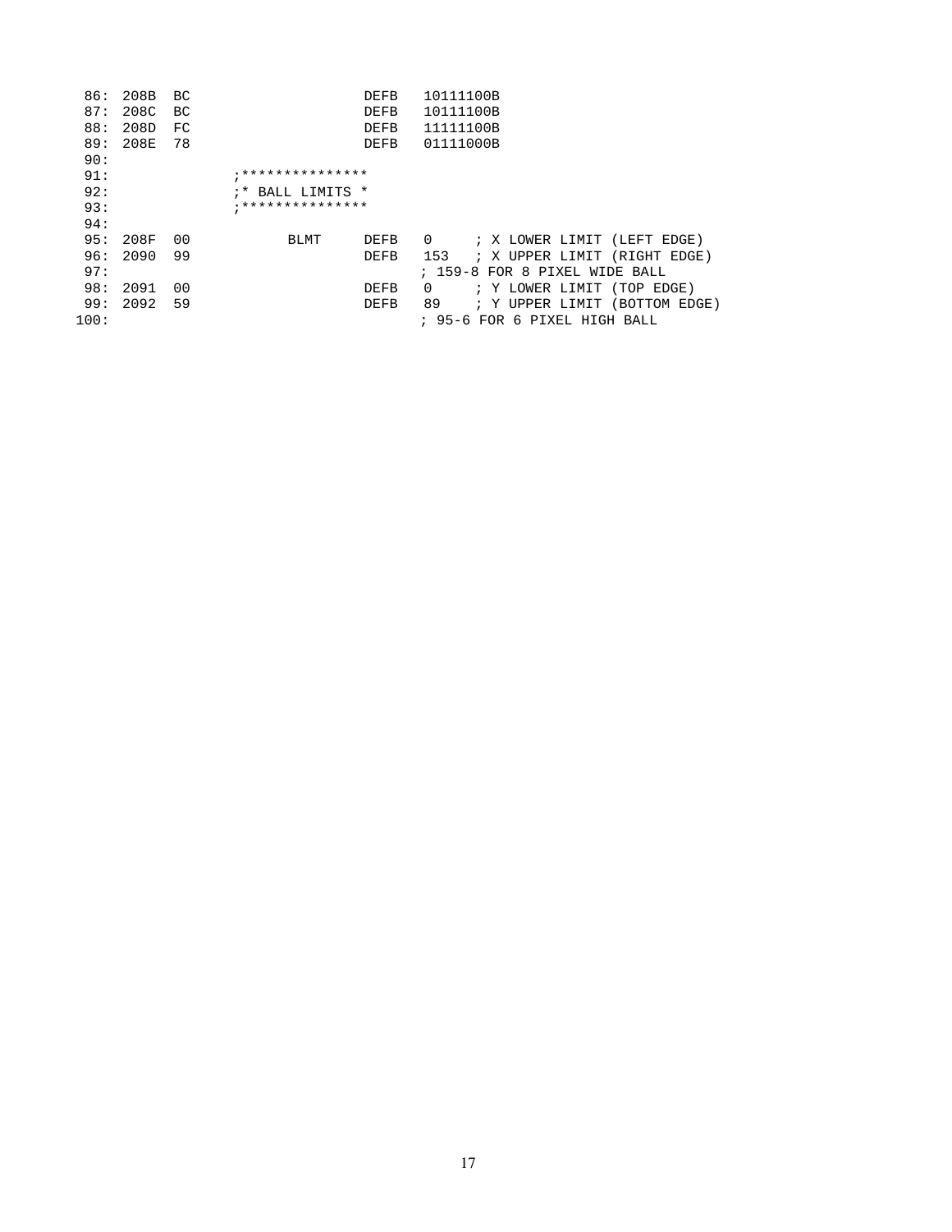```
 86: 208B  BC                    DEFB   10111100B
 87: 208C  BC                    DEFB   10111100B
 88: 208D  FC                    DEFB   11111100B
 89: 208E  78                    DEFB   01111000B
 90:
 91:              ;***************
 92:              ;* BALL LIMITS *
 93:              ;***************
 94:
 95: 208F  00           BLMT     DEFB   0     ; X LOWER LIMIT (LEFT EDGE)
 96: 2090  99                    DEFB   153   ; X UPPER LIMIT (RIGHT EDGE)
 97:                                    ; 159-8 FOR 8 PIXEL WIDE BALL
 98: 2091  00                    DEFB   0     ; Y LOWER LIMIT (TOP EDGE)
 99: 2092  59                    DEFB   89    ; Y UPPER LIMIT (BOTTOM EDGE)
100:                                    ; 95-6 FOR 6 PIXEL HIGH BALL
```